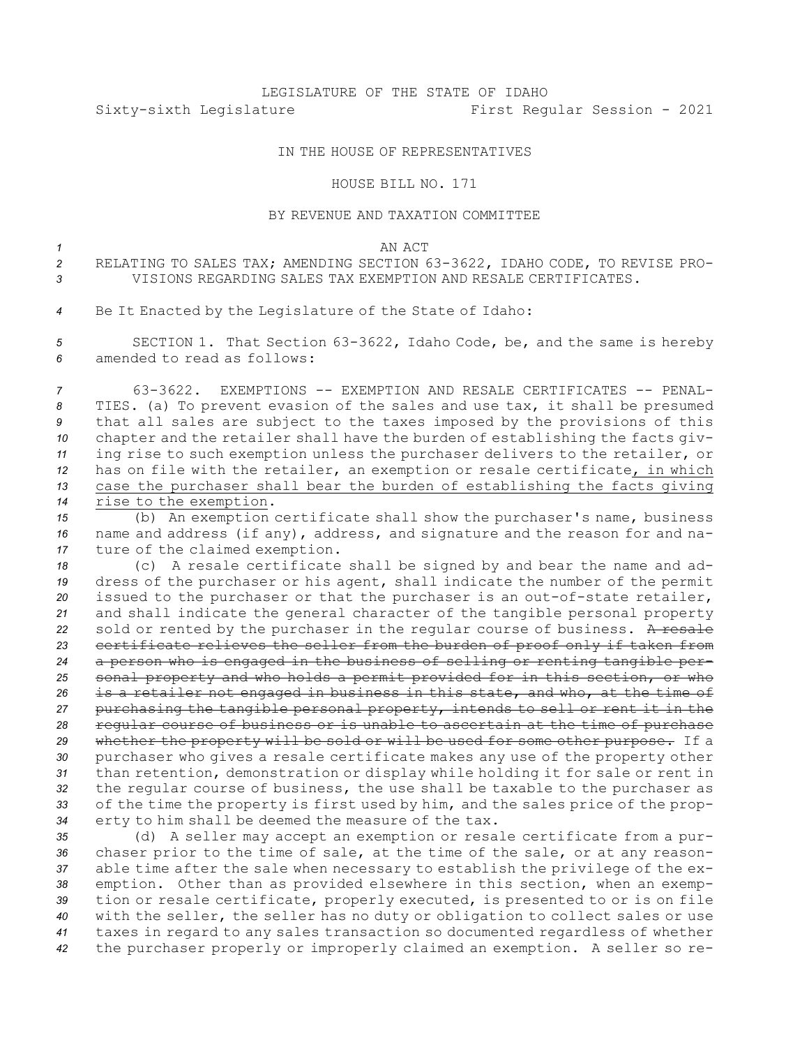LEGISLATURE OF THE STATE OF IDAHO

Sixty-sixth Legislature First Regular Session - 2021

IN THE HOUSE OF REPRESENTATIVES

HOUSE BILL NO. 171

BY REVENUE AND TAXATION COMMITTEE

AN ACT

RELATING TO SALES TAX; AMENDING SECTION 63-3622, IDAHO CODE, TO REVISE PROVISIONS REGARDING SALES TAX EXEMPTION AND RESALE CERTIFICATES.

Be It Enacted by the Legislature of the State of Idaho:

SECTION 1. That Section 63-3622, Idaho Code, be, and the same is hereby amended to read as follows:

63-3622. EXEMPTIONS -- EXEMPTION AND RESALE CERTIFICATES -- PENALTIES. (a) To prevent evasion of the sales and use tax, it shall be presumed that all sales are subject to the taxes imposed by the provisions of this chapter and the retailer shall have the burden of establishing the facts giving rise to such exemption unless the purchaser delivers to the retailer, or has on file with the retailer, an exemption or resale certificate, in which case the purchaser shall bear the burden of establishing the facts giving rise to the exemption.

(b) An exemption certificate shall show the purchaser's name, business name and address (if any), address, and signature and the reason for and nature of the claimed exemption.

(c) A resale certificate shall be signed by and bear the name and address of the purchaser or his agent, shall indicate the number of the permit issued to the purchaser or that the purchaser is an out-of-state retailer, and shall indicate the general character of the tangible personal property sold or rented by the purchaser in the regular course of business. ~~A resale certificate relieves the seller from the burden of proof only if taken from a person who is engaged in the business of selling or renting tangible personal property and who holds a permit provided for in this section, or who is a retailer not engaged in business in this state, and who, at the time of purchasing the tangible personal property, intends to sell or rent it in the regular course of business or is unable to ascertain at the time of purchase whether the property will be sold or will be used for some other purpose.~~ If a purchaser who gives a resale certificate makes any use of the property other than retention, demonstration or display while holding it for sale or rent in the regular course of business, the use shall be taxable to the purchaser as of the time the property is first used by him, and the sales price of the property to him shall be deemed the measure of the tax.

(d) A seller may accept an exemption or resale certificate from a purchaser prior to the time of sale, at the time of the sale, or at any reasonable time after the sale when necessary to establish the privilege of the exemption. Other than as provided elsewhere in this section, when an exemption or resale certificate, properly executed, is presented to or is on file with the seller, the seller has no duty or obligation to collect sales or use taxes in regard to any sales transaction so documented regardless of whether the purchaser properly or improperly claimed an exemption. A seller so re-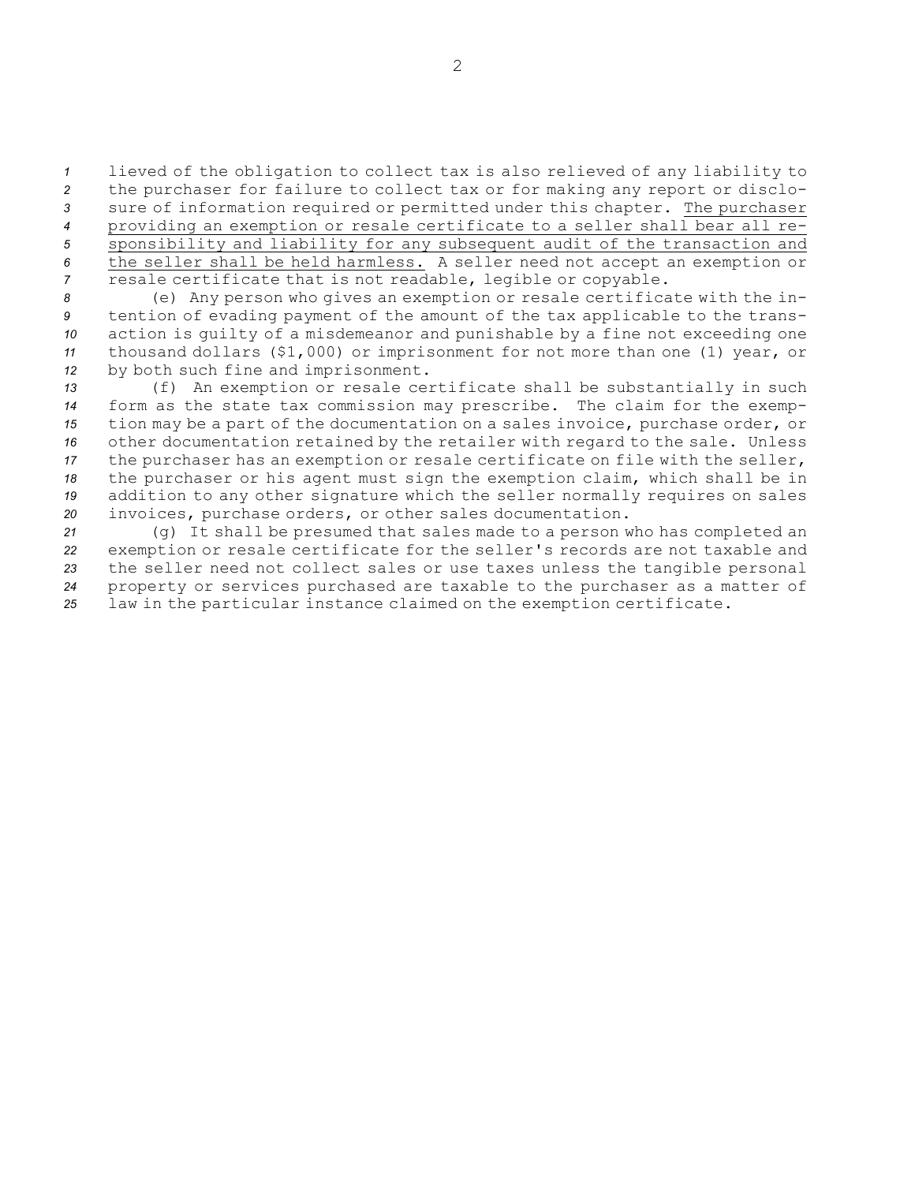lieved of the obligation to collect tax is also relieved of any liability to the purchaser for failure to collect tax or for making any report or disclosure of information required or permitted under this chapter. <u>The purchaser providing an exemption or resale certificate to a seller shall bear all responsibility and liability for any subsequent audit of the transaction and the seller shall be held harmless.</u> A seller need not accept an exemption or resale certificate that is not readable, legible or copyable.

(e) Any person who gives an exemption or resale certificate with the intention of evading payment of the amount of the tax applicable to the transaction is guilty of a misdemeanor and punishable by a fine not exceeding one thousand dollars ($1,000) or imprisonment for not more than one (1) year, or by both such fine and imprisonment.

(f) An exemption or resale certificate shall be substantially in such form as the state tax commission may prescribe. The claim for the exemption may be a part of the documentation on a sales invoice, purchase order, or other documentation retained by the retailer with regard to the sale. Unless the purchaser has an exemption or resale certificate on file with the seller, the purchaser or his agent must sign the exemption claim, which shall be in addition to any other signature which the seller normally requires on sales invoices, purchase orders, or other sales documentation.

(g) It shall be presumed that sales made to a person who has completed an exemption or resale certificate for the seller's records are not taxable and the seller need not collect sales or use taxes unless the tangible personal property or services purchased are taxable to the purchaser as a matter of law in the particular instance claimed on the exemption certificate.